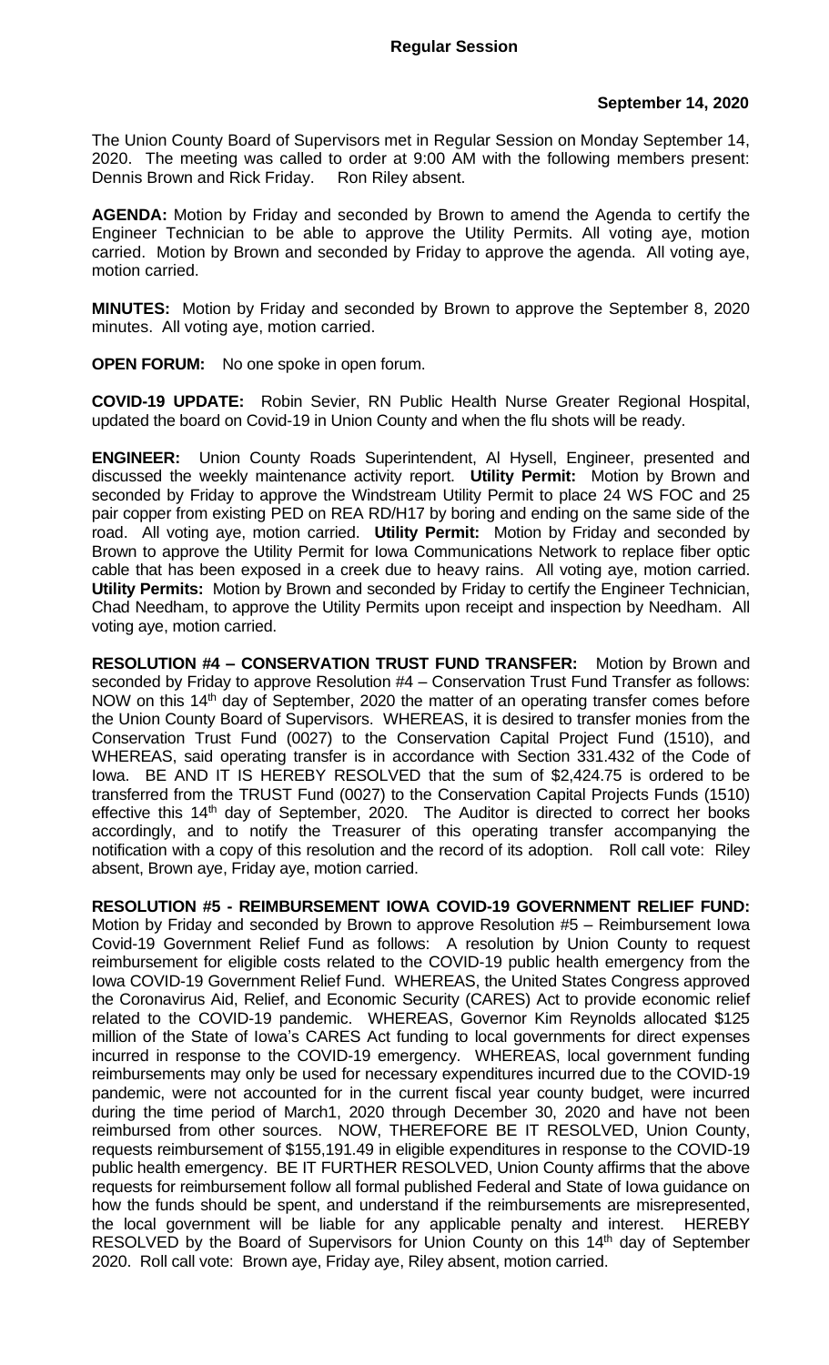**Regular Session**

**September 14, 2020**

The Union County Board of Supervisors met in Regular Session on Monday September 14, 2020. The meeting was called to order at 9:00 AM with the following members present: Dennis Brown and Rick Friday. Ron Riley absent.

**AGENDA:** Motion by Friday and seconded by Brown to amend the Agenda to certify the Engineer Technician to be able to approve the Utility Permits. All voting aye, motion carried. Motion by Brown and seconded by Friday to approve the agenda. All voting aye, motion carried.

**MINUTES:** Motion by Friday and seconded by Brown to approve the September 8, 2020 minutes. All voting aye, motion carried.

**OPEN FORUM:** No one spoke in open forum.

**COVID-19 UPDATE:** Robin Sevier, RN Public Health Nurse Greater Regional Hospital, updated the board on Covid-19 in Union County and when the flu shots will be ready.

**ENGINEER:** Union County Roads Superintendent, Al Hysell, Engineer, presented and discussed the weekly maintenance activity report. **Utility Permit:** Motion by Brown and seconded by Friday to approve the Windstream Utility Permit to place 24 WS FOC and 25 pair copper from existing PED on REA RD/H17 by boring and ending on the same side of the road. All voting aye, motion carried. **Utility Permit:** Motion by Friday and seconded by Brown to approve the Utility Permit for Iowa Communications Network to replace fiber optic cable that has been exposed in a creek due to heavy rains. All voting aye, motion carried. **Utility Permits:** Motion by Brown and seconded by Friday to certify the Engineer Technician, Chad Needham, to approve the Utility Permits upon receipt and inspection by Needham. All voting aye, motion carried.

**RESOLUTION #4 – CONSERVATION TRUST FUND TRANSFER:** Motion by Brown and seconded by Friday to approve Resolution #4 – Conservation Trust Fund Transfer as follows: NOW on this 14th day of September, 2020 the matter of an operating transfer comes before the Union County Board of Supervisors. WHEREAS, it is desired to transfer monies from the Conservation Trust Fund (0027) to the Conservation Capital Project Fund (1510), and WHEREAS, said operating transfer is in accordance with Section 331.432 of the Code of Iowa. BE AND IT IS HEREBY RESOLVED that the sum of $2,424.75 is ordered to be transferred from the TRUST Fund (0027) to the Conservation Capital Projects Funds (1510) effective this 14th day of September, 2020. The Auditor is directed to correct her books accordingly, and to notify the Treasurer of this operating transfer accompanying the notification with a copy of this resolution and the record of its adoption. Roll call vote: Riley absent, Brown aye, Friday aye, motion carried.

**RESOLUTION #5 - REIMBURSEMENT IOWA COVID-19 GOVERNMENT RELIEF FUND:** Motion by Friday and seconded by Brown to approve Resolution #5 – Reimbursement Iowa Covid-19 Government Relief Fund as follows: A resolution by Union County to request reimbursement for eligible costs related to the COVID-19 public health emergency from the Iowa COVID-19 Government Relief Fund. WHEREAS, the United States Congress approved the Coronavirus Aid, Relief, and Economic Security (CARES) Act to provide economic relief related to the COVID-19 pandemic. WHEREAS, Governor Kim Reynolds allocated $125 million of the State of Iowa's CARES Act funding to local governments for direct expenses incurred in response to the COVID-19 emergency. WHEREAS, local government funding reimbursements may only be used for necessary expenditures incurred due to the COVID-19 pandemic, were not accounted for in the current fiscal year county budget, were incurred during the time period of March1, 2020 through December 30, 2020 and have not been reimbursed from other sources. NOW, THEREFORE BE IT RESOLVED, Union County, requests reimbursement of $155,191.49 in eligible expenditures in response to the COVID-19 public health emergency. BE IT FURTHER RESOLVED, Union County affirms that the above requests for reimbursement follow all formal published Federal and State of Iowa guidance on how the funds should be spent, and understand if the reimbursements are misrepresented, the local government will be liable for any applicable penalty and interest. HEREBY RESOLVED by the Board of Supervisors for Union County on this 14th day of September 2020. Roll call vote: Brown aye, Friday aye, Riley absent, motion carried.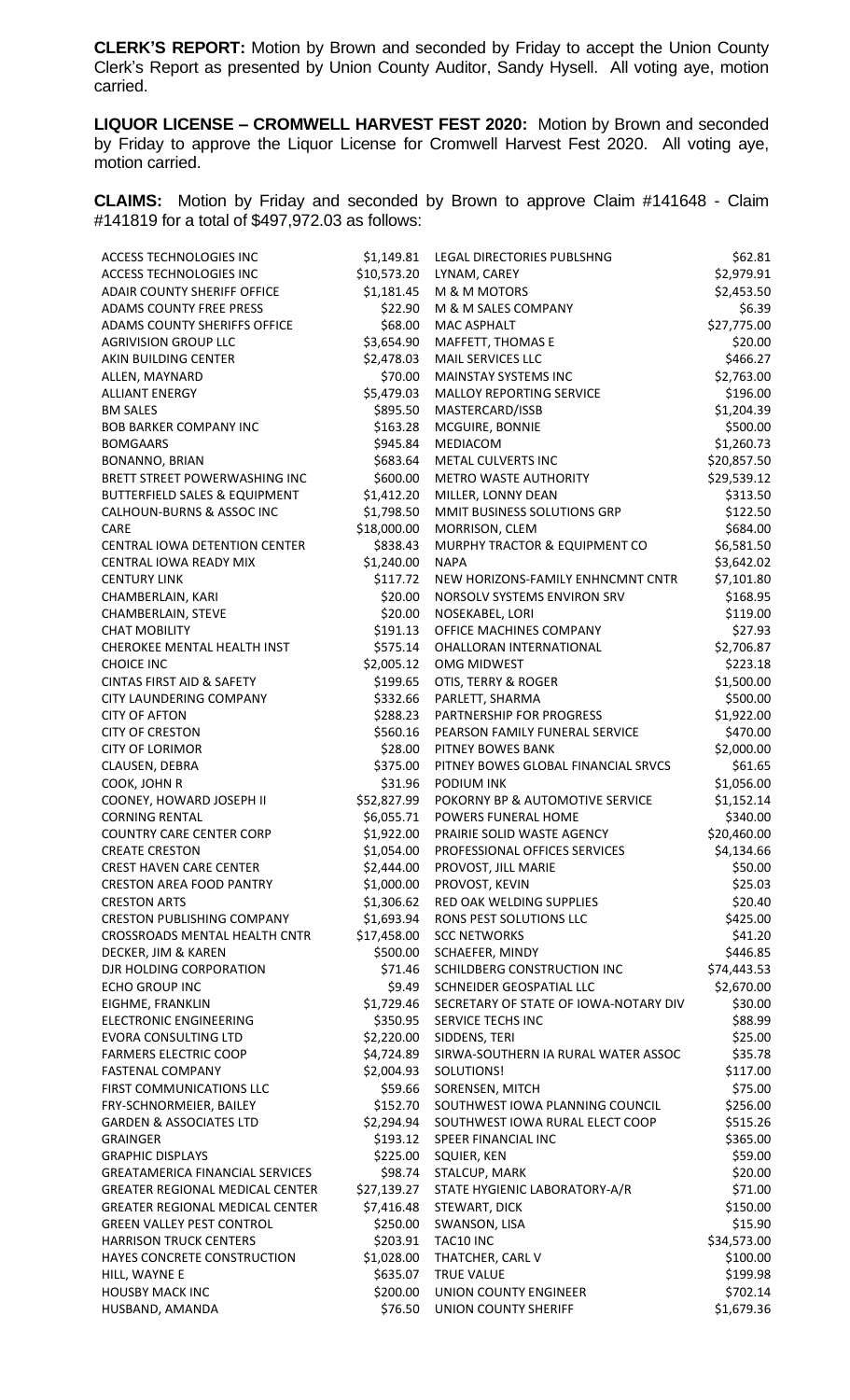**CLERK'S REPORT:** Motion by Brown and seconded by Friday to accept the Union County Clerk's Report as presented by Union County Auditor, Sandy Hysell. All voting aye, motion carried.

**LIQUOR LICENSE – CROMWELL HARVEST FEST 2020:** Motion by Brown and seconded by Friday to approve the Liquor License for Cromwell Harvest Fest 2020. All voting aye, motion carried.

**CLAIMS:** Motion by Friday and seconded by Brown to approve Claim #141648 - Claim #141819 for a total of $497,972.03 as follows:

| | | | |
|---|---|---|---|
| ACCESS TECHNOLOGIES INC | $1,149.81 | LEGAL DIRECTORIES PUBLSHNG | $62.81 |
| ACCESS TECHNOLOGIES INC | $10,573.20 | LYNAM, CAREY | $2,979.91 |
| ADAIR COUNTY SHERIFF OFFICE | $1,181.45 | M & M MOTORS | $2,453.50 |
| ADAMS COUNTY FREE PRESS | $22.90 | M & M SALES COMPANY | $6.39 |
| ADAMS COUNTY SHERIFFS OFFICE | $68.00 | MAC ASPHALT | $27,775.00 |
| AGRIVISION GROUP LLC | $3,654.90 | MAFFETT, THOMAS E | $20.00 |
| AKIN BUILDING CENTER | $2,478.03 | MAIL SERVICES LLC | $466.27 |
| ALLEN, MAYNARD | $70.00 | MAINSTAY SYSTEMS INC | $2,763.00 |
| ALLIANT ENERGY | $5,479.03 | MALLOY REPORTING SERVICE | $196.00 |
| BM SALES | $895.50 | MASTERCARD/ISSB | $1,204.39 |
| BOB BARKER COMPANY INC | $163.28 | MCGUIRE, BONNIE | $500.00 |
| BOMGAARS | $945.84 | MEDIACOM | $1,260.73 |
| BONANNO, BRIAN | $683.64 | METAL CULVERTS INC | $20,857.50 |
| BRETT STREET POWERWASHING INC | $600.00 | METRO WASTE AUTHORITY | $29,539.12 |
| BUTTERFIELD SALES & EQUIPMENT | $1,412.20 | MILLER, LONNY DEAN | $313.50 |
| CALHOUN-BURNS & ASSOC INC | $1,798.50 | MMIT BUSINESS SOLUTIONS GRP | $122.50 |
| CARE | $18,000.00 | MORRISON, CLEM | $684.00 |
| CENTRAL IOWA DETENTION CENTER | $838.43 | MURPHY TRACTOR & EQUIPMENT CO | $6,581.50 |
| CENTRAL IOWA READY MIX | $1,240.00 | NAPA | $3,642.02 |
| CENTURY LINK | $117.72 | NEW HORIZONS-FAMILY ENHNCMNT CNTR | $7,101.80 |
| CHAMBERLAIN, KARI | $20.00 | NORSOLV SYSTEMS ENVIRON SRV | $168.95 |
| CHAMBERLAIN, STEVE | $20.00 | NOSEKABEL, LORI | $119.00 |
| CHAT MOBILITY | $191.13 | OFFICE MACHINES COMPANY | $27.93 |
| CHEROKEE MENTAL HEALTH INST | $575.14 | OHALLORAN INTERNATIONAL | $2,706.87 |
| CHOICE INC | $2,005.12 | OMG MIDWEST | $223.18 |
| CINTAS FIRST AID & SAFETY | $199.65 | OTIS, TERRY & ROGER | $1,500.00 |
| CITY LAUNDERING COMPANY | $332.66 | PARLETT, SHARMA | $500.00 |
| CITY OF AFTON | $288.23 | PARTNERSHIP FOR PROGRESS | $1,922.00 |
| CITY OF CRESTON | $560.16 | PEARSON FAMILY FUNERAL SERVICE | $470.00 |
| CITY OF LORIMOR | $28.00 | PITNEY BOWES BANK | $2,000.00 |
| CLAUSEN, DEBRA | $375.00 | PITNEY BOWES GLOBAL FINANCIAL SRVCS | $61.65 |
| COOK, JOHN R | $31.96 | PODIUM INK | $1,056.00 |
| COONEY, HOWARD JOSEPH II | $52,827.99 | POKORNY BP & AUTOMOTIVE SERVICE | $1,152.14 |
| CORNING RENTAL | $6,055.71 | POWERS FUNERAL HOME | $340.00 |
| COUNTRY CARE CENTER CORP | $1,922.00 | PRAIRIE SOLID WASTE AGENCY | $20,460.00 |
| CREATE CRESTON | $1,054.00 | PROFESSIONAL OFFICES SERVICES | $4,134.66 |
| CREST HAVEN CARE CENTER | $2,444.00 | PROVOST, JILL MARIE | $50.00 |
| CRESTON AREA FOOD PANTRY | $1,000.00 | PROVOST, KEVIN | $25.03 |
| CRESTON ARTS | $1,306.62 | RED OAK WELDING SUPPLIES | $20.40 |
| CRESTON PUBLISHING COMPANY | $1,693.94 | RONS PEST SOLUTIONS LLC | $425.00 |
| CROSSROADS MENTAL HEALTH CNTR | $17,458.00 | SCC NETWORKS | $41.20 |
| DECKER, JIM & KAREN | $500.00 | SCHAEFER, MINDY | $446.85 |
| DJR HOLDING CORPORATION | $71.46 | SCHILDBERG CONSTRUCTION INC | $74,443.53 |
| ECHO GROUP INC | $9.49 | SCHNEIDER GEOSPATIAL LLC | $2,670.00 |
| EIGHME, FRANKLIN | $1,729.46 | SECRETARY OF STATE OF IOWA-NOTARY DIV | $30.00 |
| ELECTRONIC ENGINEERING | $350.95 | SERVICE TECHS INC | $88.99 |
| EVORA CONSULTING LTD | $2,220.00 | SIDDENS, TERI | $25.00 |
| FARMERS ELECTRIC COOP | $4,724.89 | SIRWA-SOUTHERN IA RURAL WATER ASSOC | $35.78 |
| FASTENAL COMPANY | $2,004.93 | SOLUTIONS! | $117.00 |
| FIRST COMMUNICATIONS LLC | $59.66 | SORENSEN, MITCH | $75.00 |
| FRY-SCHNORMEIER, BAILEY | $152.70 | SOUTHWEST IOWA PLANNING COUNCIL | $256.00 |
| GARDEN & ASSOCIATES LTD | $2,294.94 | SOUTHWEST IOWA RURAL ELECT COOP | $515.26 |
| GRAINGER | $193.12 | SPEER FINANCIAL INC | $365.00 |
| GRAPHIC DISPLAYS | $225.00 | SQUIER, KEN | $59.00 |
| GREATAMERICA FINANCIAL SERVICES | $98.74 | STALCUP, MARK | $20.00 |
| GREATER REGIONAL MEDICAL CENTER | $27,139.27 | STATE HYGIENIC LABORATORY-A/R | $71.00 |
| GREATER REGIONAL MEDICAL CENTER | $7,416.48 | STEWART, DICK | $150.00 |
| GREEN VALLEY PEST CONTROL | $250.00 | SWANSON, LISA | $15.90 |
| HARRISON TRUCK CENTERS | $203.91 | TAC10 INC | $34,573.00 |
| HAYES CONCRETE CONSTRUCTION | $1,028.00 | THATCHER, CARL V | $100.00 |
| HILL, WAYNE E | $635.07 | TRUE VALUE | $199.98 |
| HOUSBY MACK INC | $200.00 | UNION COUNTY ENGINEER | $702.14 |
| HUSBAND, AMANDA | $76.50 | UNION COUNTY SHERIFF | $1,679.36 |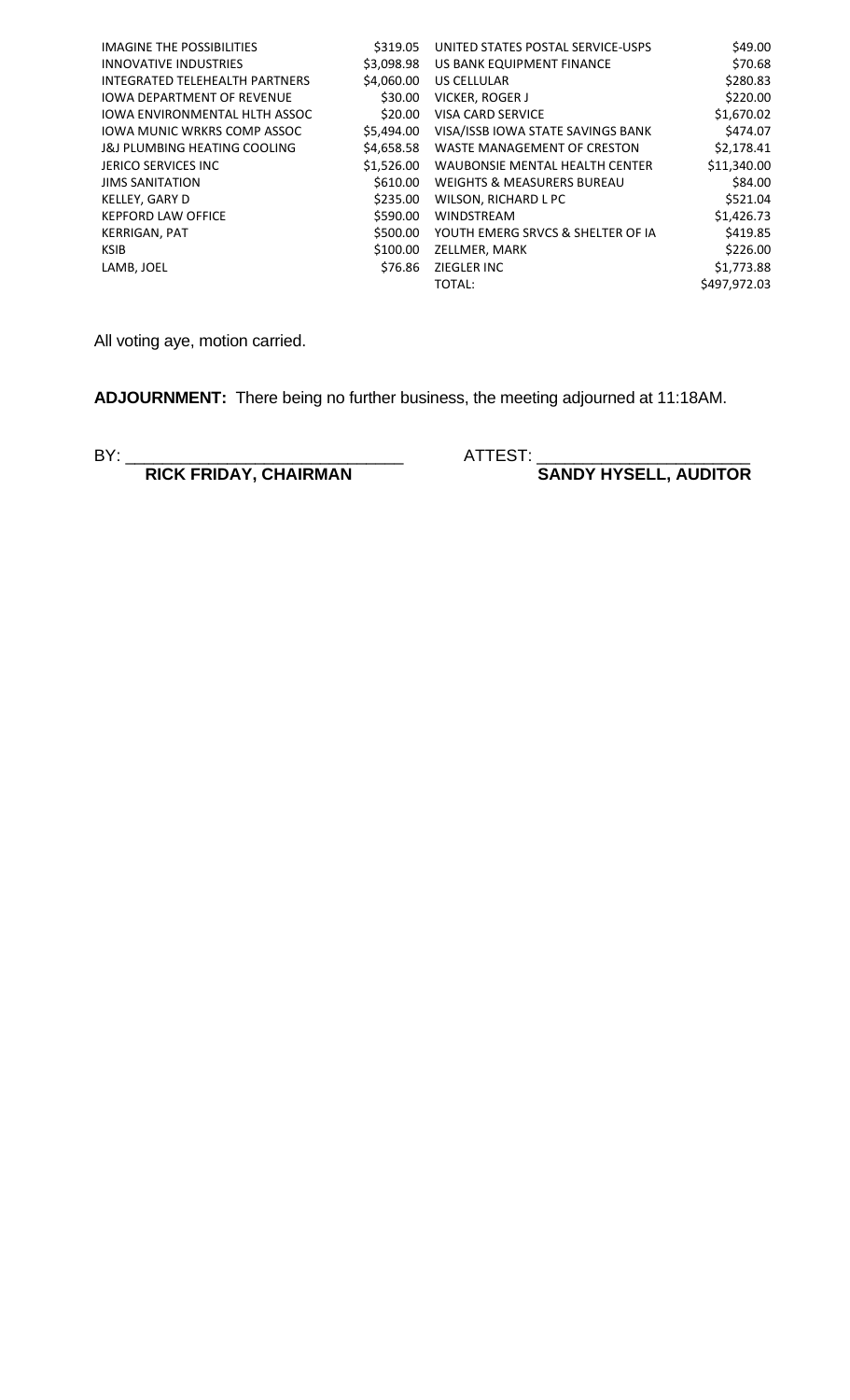| | | | |
|---|---|---|---|
| IMAGINE THE POSSIBILITIES | $319.05 | UNITED STATES POSTAL SERVICE-USPS | $49.00 |
| INNOVATIVE INDUSTRIES | $3,098.98 | US BANK EQUIPMENT FINANCE | $70.68 |
| INTEGRATED TELEHEALTH PARTNERS | $4,060.00 | US CELLULAR | $280.83 |
| IOWA DEPARTMENT OF REVENUE | $30.00 | VICKER, ROGER J | $220.00 |
| IOWA ENVIRONMENTAL HLTH ASSOC | $20.00 | VISA CARD SERVICE | $1,670.02 |
| IOWA MUNIC WRKRS COMP ASSOC | $5,494.00 | VISA/ISSB IOWA STATE SAVINGS BANK | $474.07 |
| J&J PLUMBING HEATING COOLING | $4,658.58 | WASTE MANAGEMENT OF CRESTON | $2,178.41 |
| JERICO SERVICES INC | $1,526.00 | WAUBONSIE MENTAL HEALTH CENTER | $11,340.00 |
| JIMS SANITATION | $610.00 | WEIGHTS & MEASURERS BUREAU | $84.00 |
| KELLEY, GARY D | $235.00 | WILSON, RICHARD L PC | $521.04 |
| KEPFORD LAW OFFICE | $590.00 | WINDSTREAM | $1,426.73 |
| KERRIGAN, PAT | $500.00 | YOUTH EMERG SRVCS & SHELTER OF IA | $419.85 |
| KSIB | $100.00 | ZELLMER, MARK | $226.00 |
| LAMB, JOEL | $76.86 | ZIEGLER INC | $1,773.88 |
| | | TOTAL: | $497,972.03 |

All voting aye, motion carried.

**ADJOURNMENT:** There being no further business, the meeting adjourned at 11:18AM.

BY: ______________________________ ATTEST: ______________________

**RICK FRIDAY, CHAIRMAN** **SANDY HYSELL, AUDITOR**